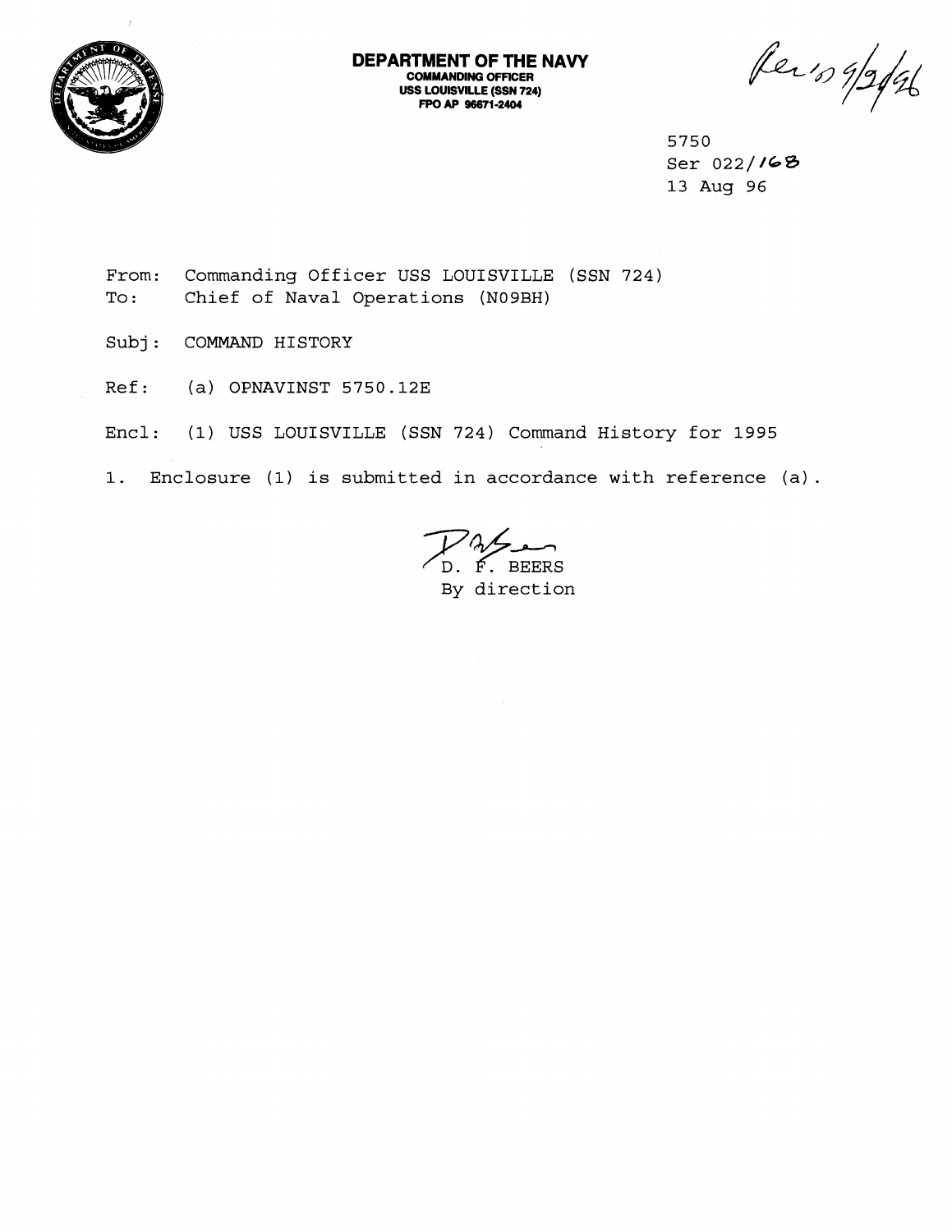**DEPARTMENT OF THE NAVY**
**COMMANDING OFFICER**
**USS LOUISVILLE (SSN 724)**
**FPO AP 96671-2404**

Rec'd 9/24/96

5750
Ser 022/168
13 Aug 96

From: Commanding Officer USS LOUISVILLE (SSN 724)
To: Chief of Naval Operations (N09BH)

Subj: COMMAND HISTORY

Ref: (a) OPNAVINST 5750.12E

Encl: (1) USS LOUISVILLE (SSN 724) Command History for 1995

1. Enclosure (1) is submitted in accordance with reference (a).

D. F. BEERS
By direction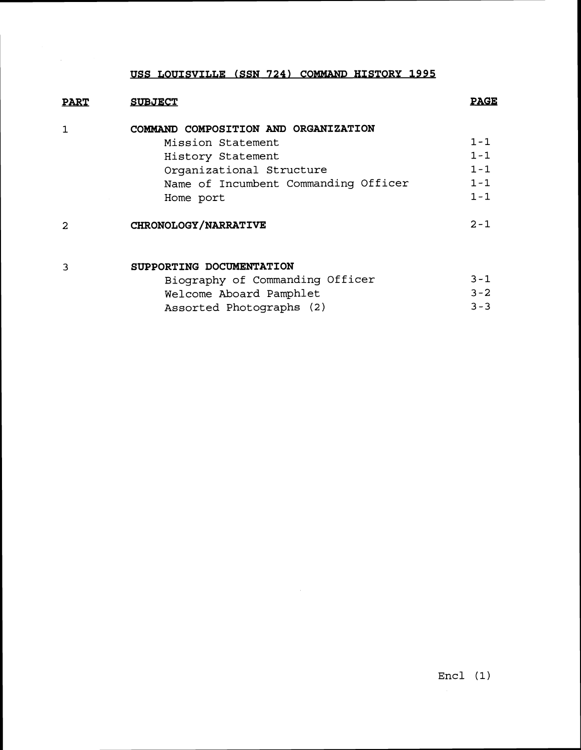# USS LOUISVILLE (SSN 724) COMMAND HISTORY 1995

| PART | SUBJECT | PAGE |
| --- | --- | --- |
| 1 | **COMMAND COMPOSITION AND ORGANIZATION** | |
| | Mission Statement | 1-1 |
| | History Statement | 1-1 |
| | Organizational Structure | 1-1 |
| | Name of Incumbent Commanding Officer | 1-1 |
| | Home port | 1-1 |
| 2 | **CHRONOLOGY/NARRATIVE** | 2-1 |
| 3 | **SUPPORTING DOCUMENTATION** | |
| | Biography of Commanding Officer | 3-1 |
| | Welcome Aboard Pamphlet | 3-2 |
| | Assorted Photographs (2) | 3-3 |

Encl (1)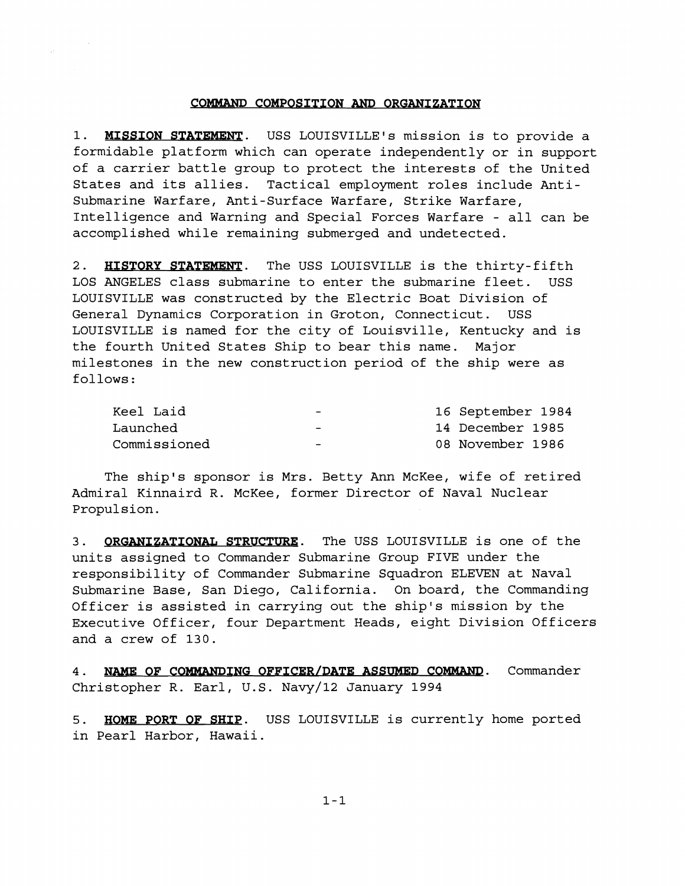## COMMAND COMPOSITION AND ORGANIZATION

1. **MISSION STATEMENT**. USS LOUISVILLE's mission is to provide a formidable platform which can operate independently or in support of a carrier battle group to protect the interests of the United States and its allies. Tactical employment roles include Anti-Submarine Warfare, Anti-Surface Warfare, Strike Warfare, Intelligence and Warning and Special Forces Warfare - all can be accomplished while remaining submerged and undetected.

2. **HISTORY STATEMENT**. The USS LOUISVILLE is the thirty-fifth LOS ANGELES class submarine to enter the submarine fleet. USS LOUISVILLE was constructed by the Electric Boat Division of General Dynamics Corporation in Groton, Connecticut. USS LOUISVILLE is named for the city of Louisville, Kentucky and is the fourth United States Ship to bear this name. Major milestones in the new construction period of the ship were as follows:

| | | |
|---|---|---|
| Keel Laid | - | 16 September 1984 |
| Launched | - | 14 December 1985 |
| Commissioned | - | 08 November 1986 |

The ship's sponsor is Mrs. Betty Ann McKee, wife of retired Admiral Kinnaird R. McKee, former Director of Naval Nuclear Propulsion.

3. **ORGANIZATIONAL STRUCTURE**. The USS LOUISVILLE is one of the units assigned to Commander Submarine Group FIVE under the responsibility of Commander Submarine Squadron ELEVEN at Naval Submarine Base, San Diego, California. On board, the Commanding Officer is assisted in carrying out the ship's mission by the Executive Officer, four Department Heads, eight Division Officers and a crew of 130.

4. **NAME OF COMMANDING OFFICER/DATE ASSUMED COMMAND**. Commander Christopher R. Earl, U.S. Navy/12 January 1994

5. **HOME PORT OF SHIP**. USS LOUISVILLE is currently home ported in Pearl Harbor, Hawaii.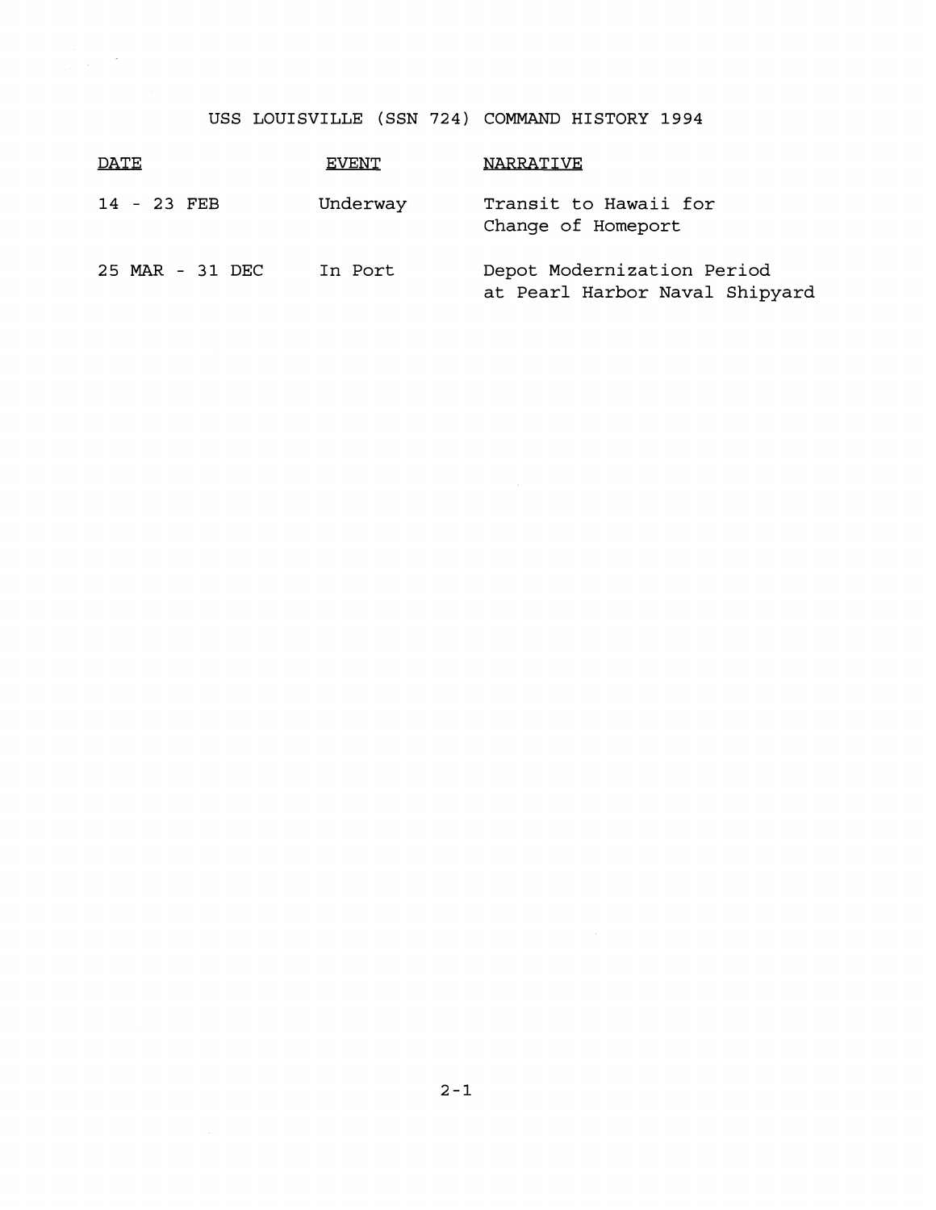USS LOUISVILLE (SSN 724) COMMAND HISTORY 1994

| DATE | EVENT | NARRATIVE |
| --- | --- | --- |
| 14 - 23 FEB | Underway | Transit to Hawaii for Change of Homeport |
| 25 MAR - 31 DEC | In Port | Depot Modernization Period at Pearl Harbor Naval Shipyard |